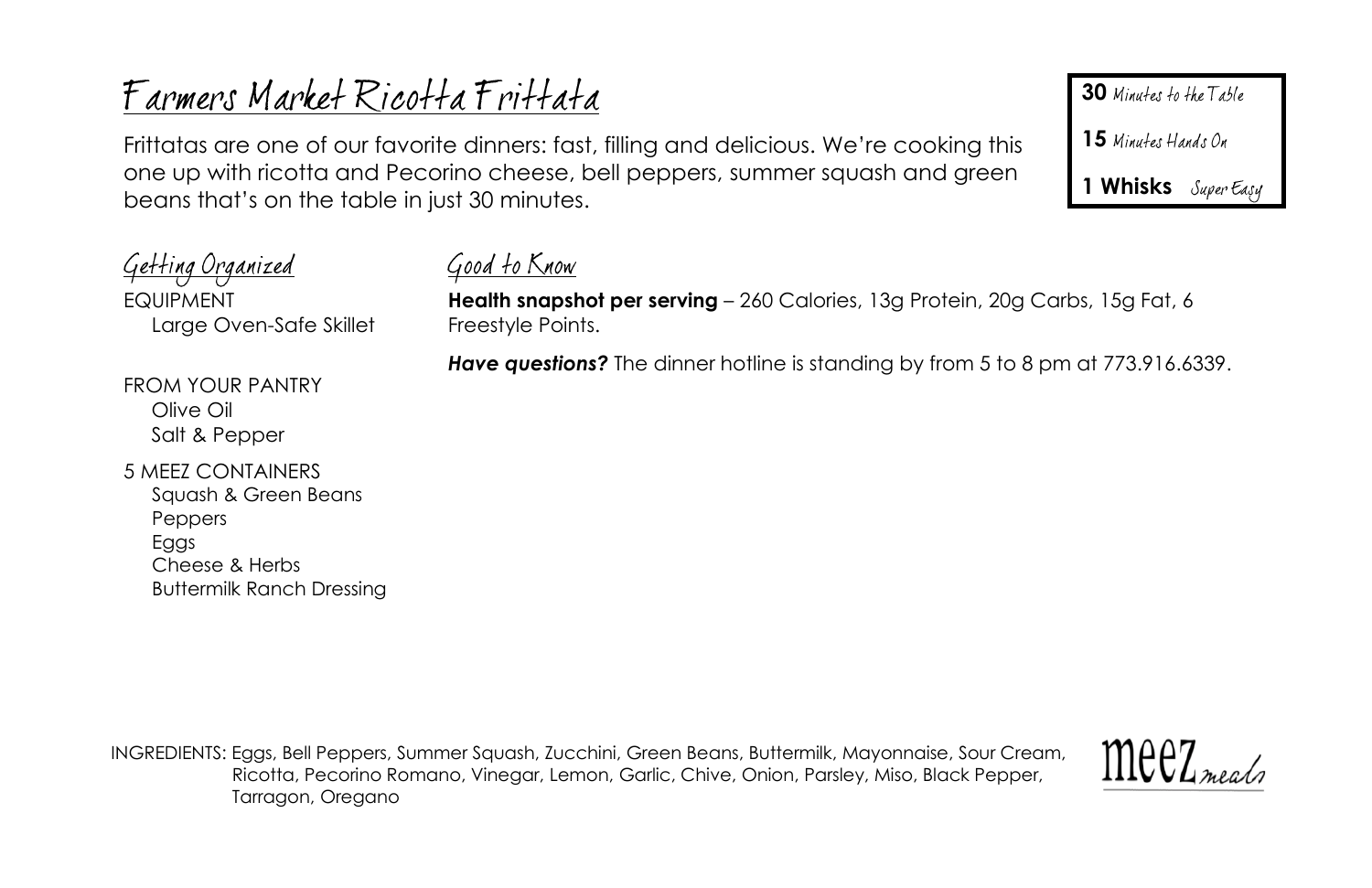# Farmers Market Ricotta Frittata

Frittatas are one of our favorite dinners: fast, filling and delicious. We're cooking this one up with ricotta and Pecorino cheese, bell peppers, summer squash and green beans that's on the table in just 30 minutes.

**30** Minutes to the Table

**15** Minutes Hands On

**1 Whisks** Super Easy

## Getting Organized

EQUIPMENT
- Large Oven-Safe Skillet

FROM YOUR PANTRY
- Olive Oil
- Salt & Pepper

5 MEEZ CONTAINERS
- Squash & Green Beans
- Peppers
- Eggs
- Cheese & Herbs
- Buttermilk Ranch Dressing

## Good to Know

**Health snapshot per serving** – 260 Calories, 13g Protein, 20g Carbs, 15g Fat, 6 Freestyle Points.

***Have questions?*** The dinner hotline is standing by from 5 to 8 pm at 773.916.6339.

INGREDIENTS: Eggs, Bell Peppers, Summer Squash, Zucchini, Green Beans, Buttermilk, Mayonnaise, Sour Cream, Ricotta, Pecorino Romano, Vinegar, Lemon, Garlic, Chive, Onion, Parsley, Miso, Black Pepper, Tarragon, Oregano

meez meals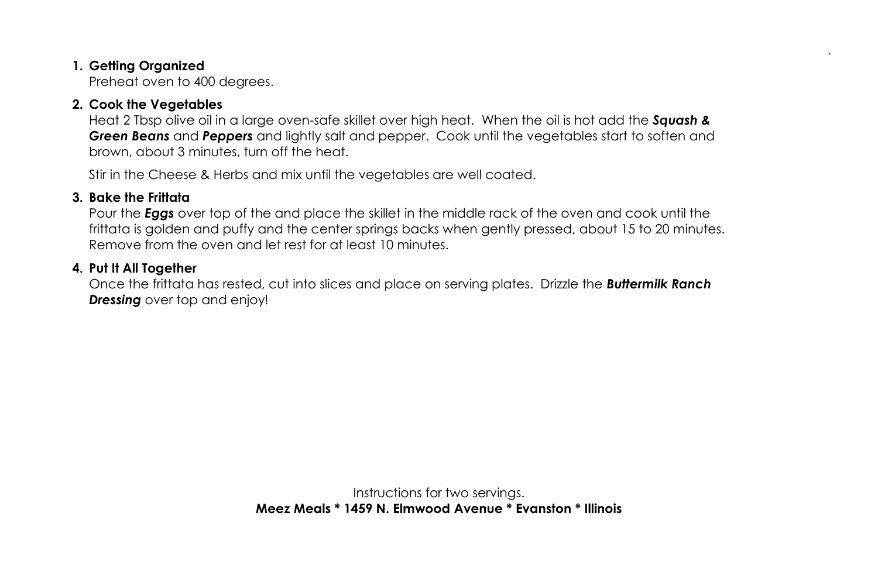1. **Getting Organized**
   Preheat oven to 400 degrees.

2. **Cook the Vegetables**
   Heat 2 Tbsp olive oil in a large oven-safe skillet over high heat. When the oil is hot add the ***Squash & Green Beans*** and ***Peppers*** and lightly salt and pepper. Cook until the vegetables start to soften and brown, about 3 minutes, turn off the heat.

   Stir in the Cheese & Herbs and mix until the vegetables are well coated.

3. **Bake the Frittata**
   Pour the ***Eggs*** over top of the and place the skillet in the middle rack of the oven and cook until the frittata is golden and puffy and the center springs backs when gently pressed, about 15 to 20 minutes. Remove from the oven and let rest for at least 10 minutes.

4. **Put It All Together**
   Once the frittata has rested, cut into slices and place on serving plates. Drizzle the ***Buttermilk Ranch Dressing*** over top and enjoy!

Instructions for two servings.

**Meez Meals * 1459 N. Elmwood Avenue * Evanston * Illinois**